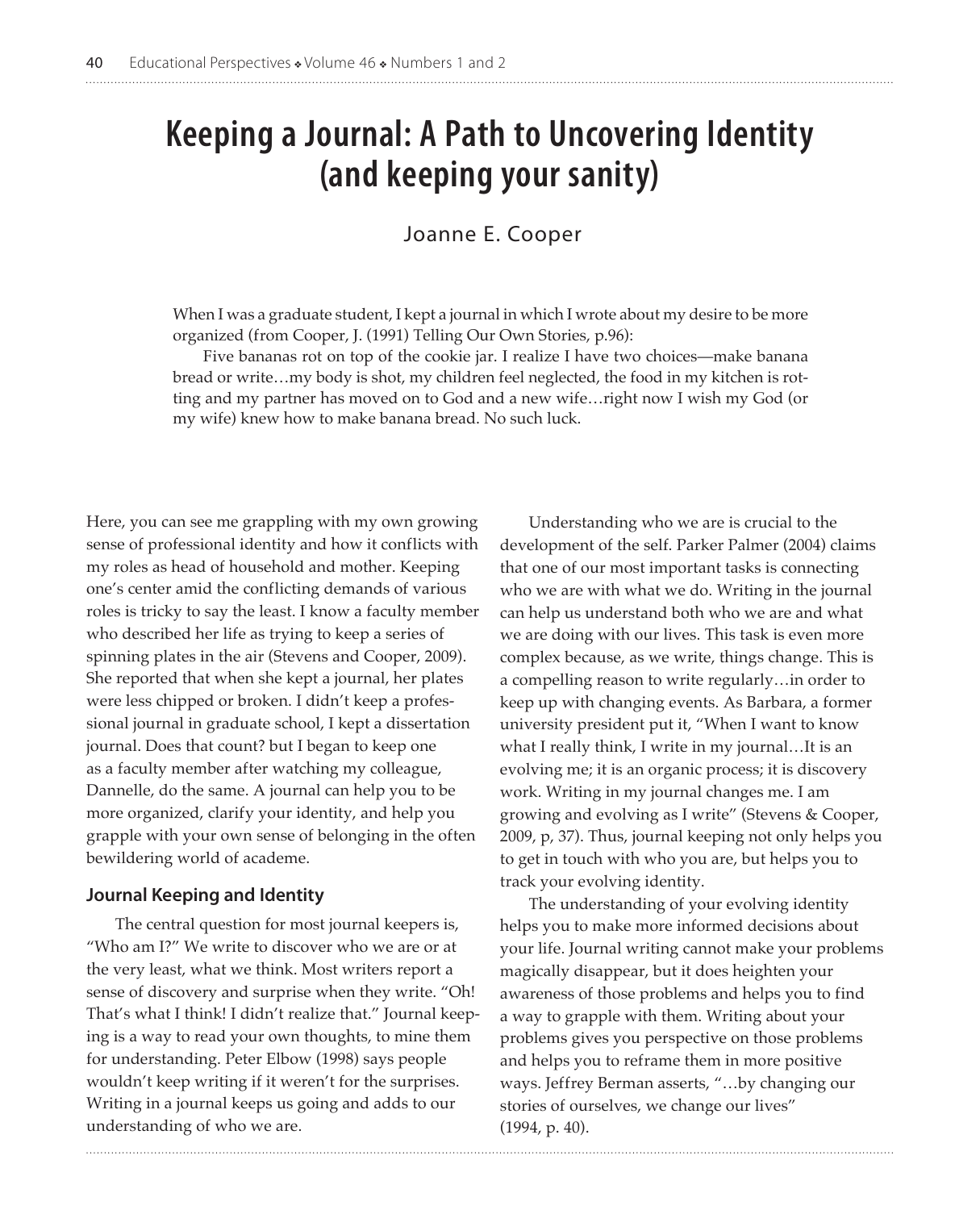# Keeping a Journal: A Path to Uncovering Identity (and keeping your sanity)

Joanne E. Cooper

When I was a graduate student, I kept a journal in which I wrote about my desire to be more organized (from Cooper, J. (1991) Telling Our Own Stories, p.96):

Five bananas rot on top of the cookie jar. I realize I have two choices—make banana bread or write…my body is shot, my children feel neglected, the food in my kitchen is rotting and my partner has moved on to God and a new wife…right now I wish my God (or my wife) knew how to make banana bread. No such luck.

Here, you can see me grappling with my own growing sense of professional identity and how it conflicts with my roles as head of household and mother. Keeping one's center amid the conflicting demands of various roles is tricky to say the least. I know a faculty member who described her life as trying to keep a series of spinning plates in the air (Stevens and Cooper, 2009). She reported that when she kept a journal, her plates were less chipped or broken. I didn't keep a professional journal in graduate school, I kept a dissertation journal. Does that count? but I began to keep one as a faculty member after watching my colleague, Dannelle, do the same. A journal can help you to be more organized, clarify your identity, and help you grapple with your own sense of belonging in the often bewildering world of academe.

## Journal Keeping and Identity

The central question for most journal keepers is, "Who am I?" We write to discover who we are or at the very least, what we think. Most writers report a sense of discovery and surprise when they write. "Oh! That's what I think! I didn't realize that." Journal keeping is a way to read your own thoughts, to mine them for understanding. Peter Elbow (1998) says people wouldn't keep writing if it weren't for the surprises. Writing in a journal keeps us going and adds to our understanding of who we are.

Understanding who we are is crucial to the development of the self. Parker Palmer (2004) claims that one of our most important tasks is connecting who we are with what we do. Writing in the journal can help us understand both who we are and what we are doing with our lives. This task is even more complex because, as we write, things change. This is a compelling reason to write regularly…in order to keep up with changing events. As Barbara, a former university president put it, "When I want to know what I really think, I write in my journal…It is an evolving me; it is an organic process; it is discovery work. Writing in my journal changes me. I am growing and evolving as I write" (Stevens & Cooper, 2009, p, 37). Thus, journal keeping not only helps you to get in touch with who you are, but helps you to track your evolving identity.

The understanding of your evolving identity helps you to make more informed decisions about your life. Journal writing cannot make your problems magically disappear, but it does heighten your awareness of those problems and helps you to find a way to grapple with them. Writing about your problems gives you perspective on those problems and helps you to reframe them in more positive ways. Jeffrey Berman asserts, "…by changing our stories of ourselves, we change our lives" (1994, p. 40).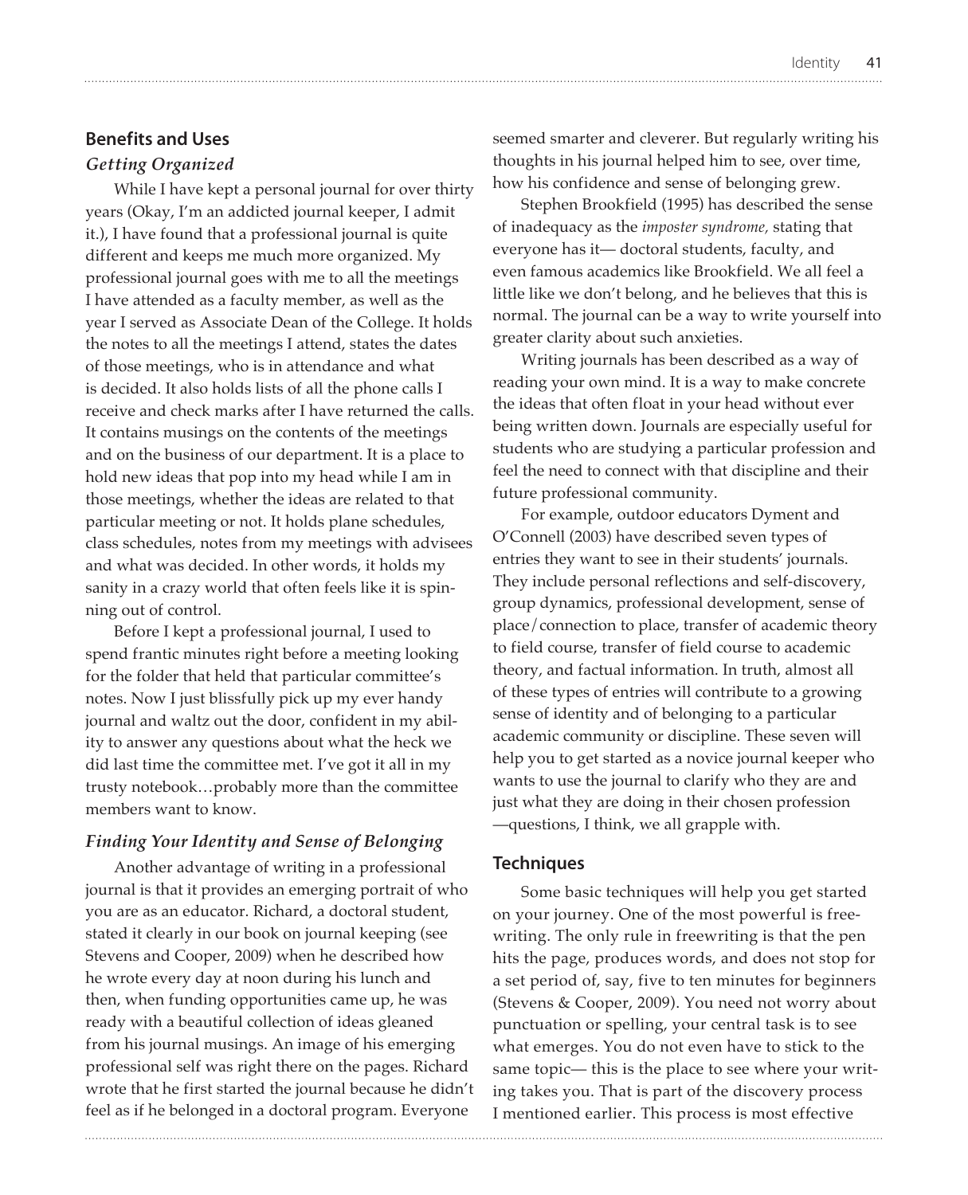## Benefits and Uses

### *Getting Organized*

While I have kept a personal journal for over thirty years (Okay, I'm an addicted journal keeper, I admit it.), I have found that a professional journal is quite different and keeps me much more organized. My professional journal goes with me to all the meetings I have attended as a faculty member, as well as the year I served as Associate Dean of the College. It holds the notes to all the meetings I attend, states the dates of those meetings, who is in attendance and what is decided. It also holds lists of all the phone calls I receive and check marks after I have returned the calls. It contains musings on the contents of the meetings and on the business of our department. It is a place to hold new ideas that pop into my head while I am in those meetings, whether the ideas are related to that particular meeting or not. It holds plane schedules, class schedules, notes from my meetings with advisees and what was decided. In other words, it holds my sanity in a crazy world that often feels like it is spinning out of control.

Before I kept a professional journal, I used to spend frantic minutes right before a meeting looking for the folder that held that particular committee's notes. Now I just blissfully pick up my ever handy journal and waltz out the door, confident in my ability to answer any questions about what the heck we did last time the committee met. I've got it all in my trusty notebook…probably more than the committee members want to know.

### *Finding Your Identity and Sense of Belonging*

Another advantage of writing in a professional journal is that it provides an emerging portrait of who you are as an educator. Richard, a doctoral student, stated it clearly in our book on journal keeping (see Stevens and Cooper, 2009) when he described how he wrote every day at noon during his lunch and then, when funding opportunities came up, he was ready with a beautiful collection of ideas gleaned from his journal musings. An image of his emerging professional self was right there on the pages. Richard wrote that he first started the journal because he didn't feel as if he belonged in a doctoral program. Everyone seemed smarter and cleverer. But regularly writing his thoughts in his journal helped him to see, over time, how his confidence and sense of belonging grew.

Stephen Brookfield (1995) has described the sense of inadequacy as the *imposter syndrome,* stating that everyone has it— doctoral students, faculty, and even famous academics like Brookfield. We all feel a little like we don't belong, and he believes that this is normal. The journal can be a way to write yourself into greater clarity about such anxieties.

Writing journals has been described as a way of reading your own mind. It is a way to make concrete the ideas that often float in your head without ever being written down. Journals are especially useful for students who are studying a particular profession and feel the need to connect with that discipline and their future professional community.

For example, outdoor educators Dyment and O'Connell (2003) have described seven types of entries they want to see in their students' journals. They include personal reflections and self-discovery, group dynamics, professional development, sense of place/connection to place, transfer of academic theory to field course, transfer of field course to academic theory, and factual information. In truth, almost all of these types of entries will contribute to a growing sense of identity and of belonging to a particular academic community or discipline. These seven will help you to get started as a novice journal keeper who wants to use the journal to clarify who they are and just what they are doing in their chosen profession —questions, I think, we all grapple with.

## Techniques

Some basic techniques will help you get started on your journey. One of the most powerful is freewriting. The only rule in freewriting is that the pen hits the page, produces words, and does not stop for a set period of, say, five to ten minutes for beginners (Stevens & Cooper, 2009). You need not worry about punctuation or spelling, your central task is to see what emerges. You do not even have to stick to the same topic— this is the place to see where your writing takes you. That is part of the discovery process I mentioned earlier. This process is most effective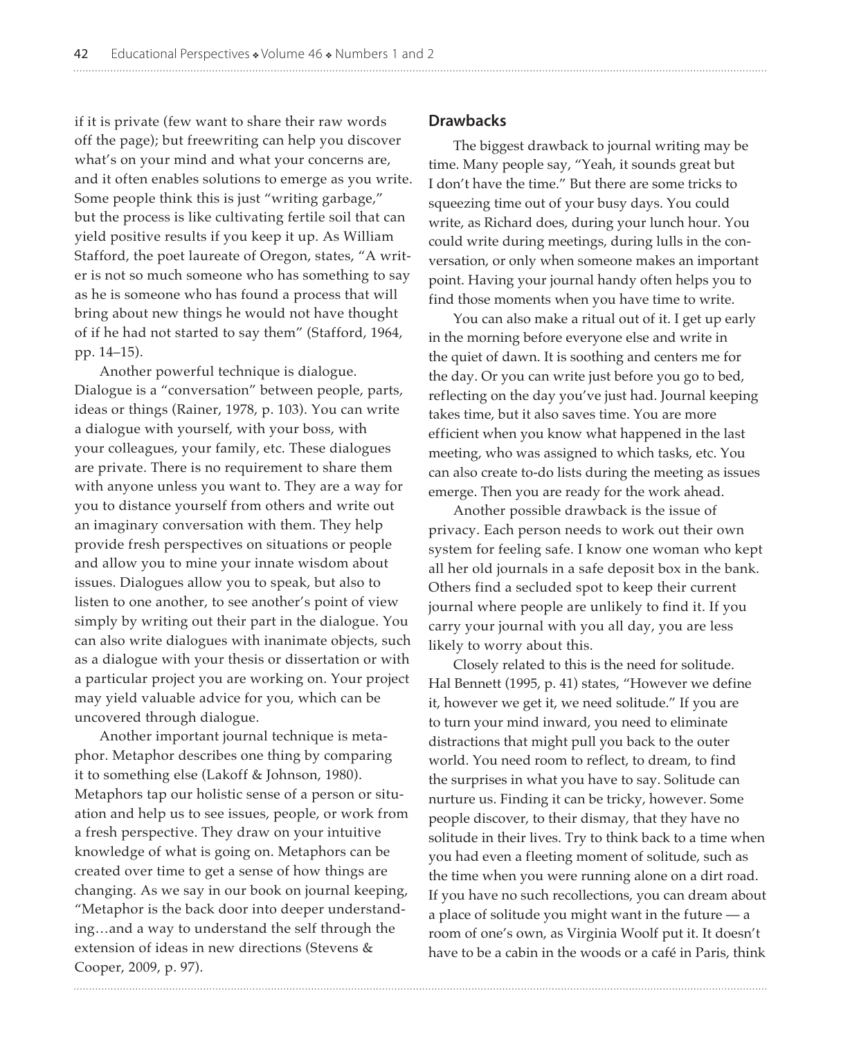if it is private (few want to share their raw words off the page); but freewriting can help you discover what's on your mind and what your concerns are, and it often enables solutions to emerge as you write. Some people think this is just "writing garbage," but the process is like cultivating fertile soil that can yield positive results if you keep it up. As William Stafford, the poet laureate of Oregon, states, "A writer is not so much someone who has something to say as he is someone who has found a process that will bring about new things he would not have thought of if he had not started to say them" (Stafford, 1964, pp. 14–15).

Another powerful technique is dialogue. Dialogue is a "conversation" between people, parts, ideas or things (Rainer, 1978, p. 103). You can write a dialogue with yourself, with your boss, with your colleagues, your family, etc. These dialogues are private. There is no requirement to share them with anyone unless you want to. They are a way for you to distance yourself from others and write out an imaginary conversation with them. They help provide fresh perspectives on situations or people and allow you to mine your innate wisdom about issues. Dialogues allow you to speak, but also to listen to one another, to see another's point of view simply by writing out their part in the dialogue. You can also write dialogues with inanimate objects, such as a dialogue with your thesis or dissertation or with a particular project you are working on. Your project may yield valuable advice for you, which can be uncovered through dialogue.

Another important journal technique is metaphor. Metaphor describes one thing by comparing it to something else (Lakoff & Johnson, 1980). Metaphors tap our holistic sense of a person or situation and help us to see issues, people, or work from a fresh perspective. They draw on your intuitive knowledge of what is going on. Metaphors can be created over time to get a sense of how things are changing. As we say in our book on journal keeping, "Metaphor is the back door into deeper understanding…and a way to understand the self through the extension of ideas in new directions (Stevens & Cooper, 2009, p. 97).

### Drawbacks

The biggest drawback to journal writing may be time. Many people say, "Yeah, it sounds great but I don't have the time." But there are some tricks to squeezing time out of your busy days. You could write, as Richard does, during your lunch hour. You could write during meetings, during lulls in the conversation, or only when someone makes an important point. Having your journal handy often helps you to find those moments when you have time to write.

You can also make a ritual out of it. I get up early in the morning before everyone else and write in the quiet of dawn. It is soothing and centers me for the day. Or you can write just before you go to bed, reflecting on the day you've just had. Journal keeping takes time, but it also saves time. You are more efficient when you know what happened in the last meeting, who was assigned to which tasks, etc. You can also create to-do lists during the meeting as issues emerge. Then you are ready for the work ahead.

Another possible drawback is the issue of privacy. Each person needs to work out their own system for feeling safe. I know one woman who kept all her old journals in a safe deposit box in the bank. Others find a secluded spot to keep their current journal where people are unlikely to find it. If you carry your journal with you all day, you are less likely to worry about this.

Closely related to this is the need for solitude. Hal Bennett (1995, p. 41) states, "However we define it, however we get it, we need solitude." If you are to turn your mind inward, you need to eliminate distractions that might pull you back to the outer world. You need room to reflect, to dream, to find the surprises in what you have to say. Solitude can nurture us. Finding it can be tricky, however. Some people discover, to their dismay, that they have no solitude in their lives. Try to think back to a time when you had even a fleeting moment of solitude, such as the time when you were running alone on a dirt road. If you have no such recollections, you can dream about a place of solitude you might want in the future — a room of one's own, as Virginia Woolf put it. It doesn't have to be a cabin in the woods or a café in Paris, think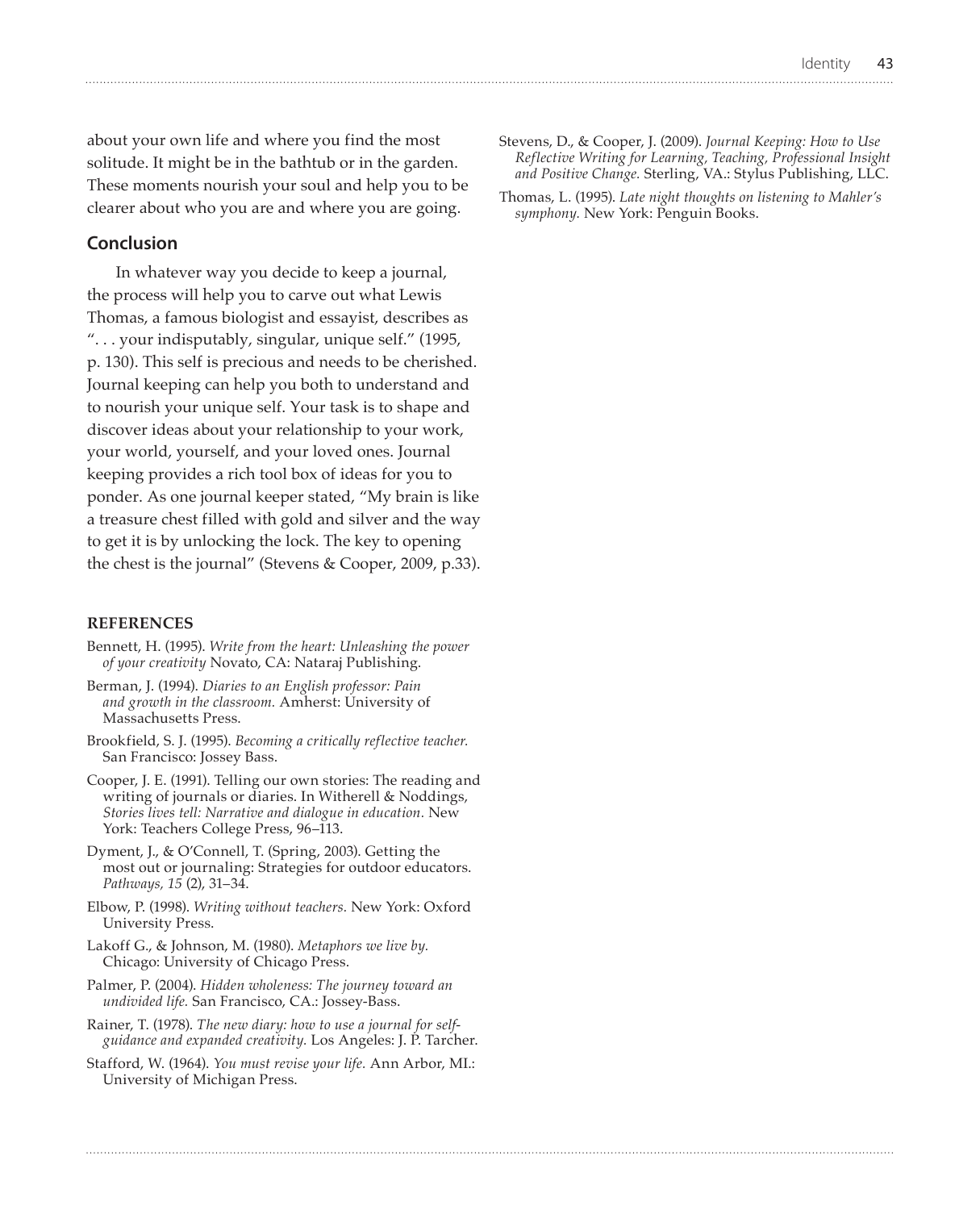about your own life and where you find the most solitude. It might be in the bathtub or in the garden. These moments nourish your soul and help you to be clearer about who you are and where you are going.

## Conclusion

In whatever way you decide to keep a journal, the process will help you to carve out what Lewis Thomas, a famous biologist and essayist, describes as ". . . your indisputably, singular, unique self." (1995, p. 130). This self is precious and needs to be cherished. Journal keeping can help you both to understand and to nourish your unique self. Your task is to shape and discover ideas about your relationship to your work, your world, yourself, and your loved ones. Journal keeping provides a rich tool box of ideas for you to ponder. As one journal keeper stated, "My brain is like a treasure chest filled with gold and silver and the way to get it is by unlocking the lock. The key to opening the chest is the journal" (Stevens & Cooper, 2009, p.33).

### REFERENCES

Bennett, H. (1995). *Write from the heart: Unleashing the power of your creativity* Novato, CA: Nataraj Publishing.

Berman, J. (1994). *Diaries to an English professor: Pain and growth in the classroom.* Amherst: University of Massachusetts Press.

Brookfield, S. J. (1995). *Becoming a critically reflective teacher.* San Francisco: Jossey Bass.

Cooper, J. E. (1991). Telling our own stories: The reading and writing of journals or diaries. In Witherell & Noddings, *Stories lives tell: Narrative and dialogue in education.* New York: Teachers College Press, 96–113.

Dyment, J., & O'Connell, T. (Spring, 2003). Getting the most out or journaling: Strategies for outdoor educators. *Pathways, 15* (2), 31–34.

Elbow, P. (1998). *Writing without teachers.* New York: Oxford University Press.

Lakoff G., & Johnson, M. (1980). *Metaphors we live by.* Chicago: University of Chicago Press.

Palmer, P. (2004). *Hidden wholeness: The journey toward an undivided life.* San Francisco, CA.: Jossey-Bass.

Rainer, T. (1978). *The new diary: how to use a journal for self-guidance and expanded creativity.* Los Angeles: J. P. Tarcher.

Stafford, W. (1964). *You must revise your life.* Ann Arbor, MI.: University of Michigan Press.

Stevens, D., & Cooper, J. (2009). *Journal Keeping: How to Use Reflective Writing for Learning, Teaching, Professional Insight and Positive Change.* Sterling, VA.: Stylus Publishing, LLC.

Thomas, L. (1995). *Late night thoughts on listening to Mahler's symphony.* New York: Penguin Books.